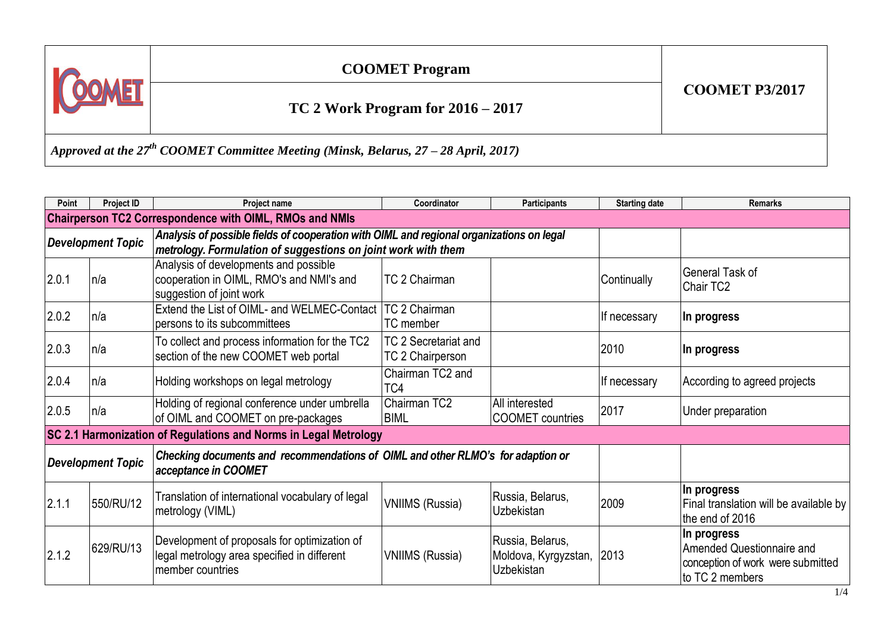# COOMET Program

## TC 2 Work Program for 2016 – 2017

**COOMET P3/2017**

*Approved at the 27th COOMET Committee Meeting (Minsk, Belarus, 27 – 28 April, 2017)*

| Point | Project ID | Project name | Coordinator | Participants | Starting date | Remarks |
|---|---|---|---|---|---|---|
| **Chairperson TC2 Correspondence with OIML, RMOs and NMIs** | | | | | | |
| ***Development Topic*** | | ***Analysis of possible fields of cooperation with OIML and regional organizations on legal metrology. Formulation of suggestions on joint work with them*** | | | | |
| 2.0.1 | n/a | Analysis of developments and possible cooperation in OIML, RMO's and NMI's and suggestion of joint work | TC 2 Chairman | | Continually | General Task of Chair TC2 |
| 2.0.2 | n/a | Extend the List of OIML- and WELMEC-Contact persons to its subcommittees | TC 2 Chairman TC member | | If necessary | **In progress** |
| 2.0.3 | n/a | To collect and process information for the TC2 section of the new COOMET web portal | TC 2 Secretariat and TC 2 Chairperson | | 2010 | **In progress** |
| 2.0.4 | n/a | Holding workshops on legal metrology | Chairman TC2 and TC4 | | If necessary | According to agreed projects |
| 2.0.5 | n/a | Holding of regional conference under umbrella of OIML and COOMET on pre-packages | Chairman TC2 BIML | All interested COOMET countries | 2017 | Under preparation |
| **SC 2.1 Harmonization of Regulations and Norms in Legal Metrology** | | | | | | |
| ***Development Topic*** | | ***Checking documents and recommendations of OIML and other RLMO's for adaption or acceptance in COOMET*** | | | | |
| 2.1.1 | 550/RU/12 | Translation of international vocabulary of legal metrology (VIML) | VNIIMS (Russia) | Russia, Belarus, Uzbekistan | 2009 | **In progress** Final translation will be available by the end of 2016 |
| 2.1.2 | 629/RU/13 | Development of proposals for optimization of legal metrology area specified in different member countries | VNIIMS (Russia) | Russia, Belarus, Moldova, Kyrgyzstan, Uzbekistan | 2013 | **In progress** Amended Questionnaire and conception of work were submitted to TC 2 members |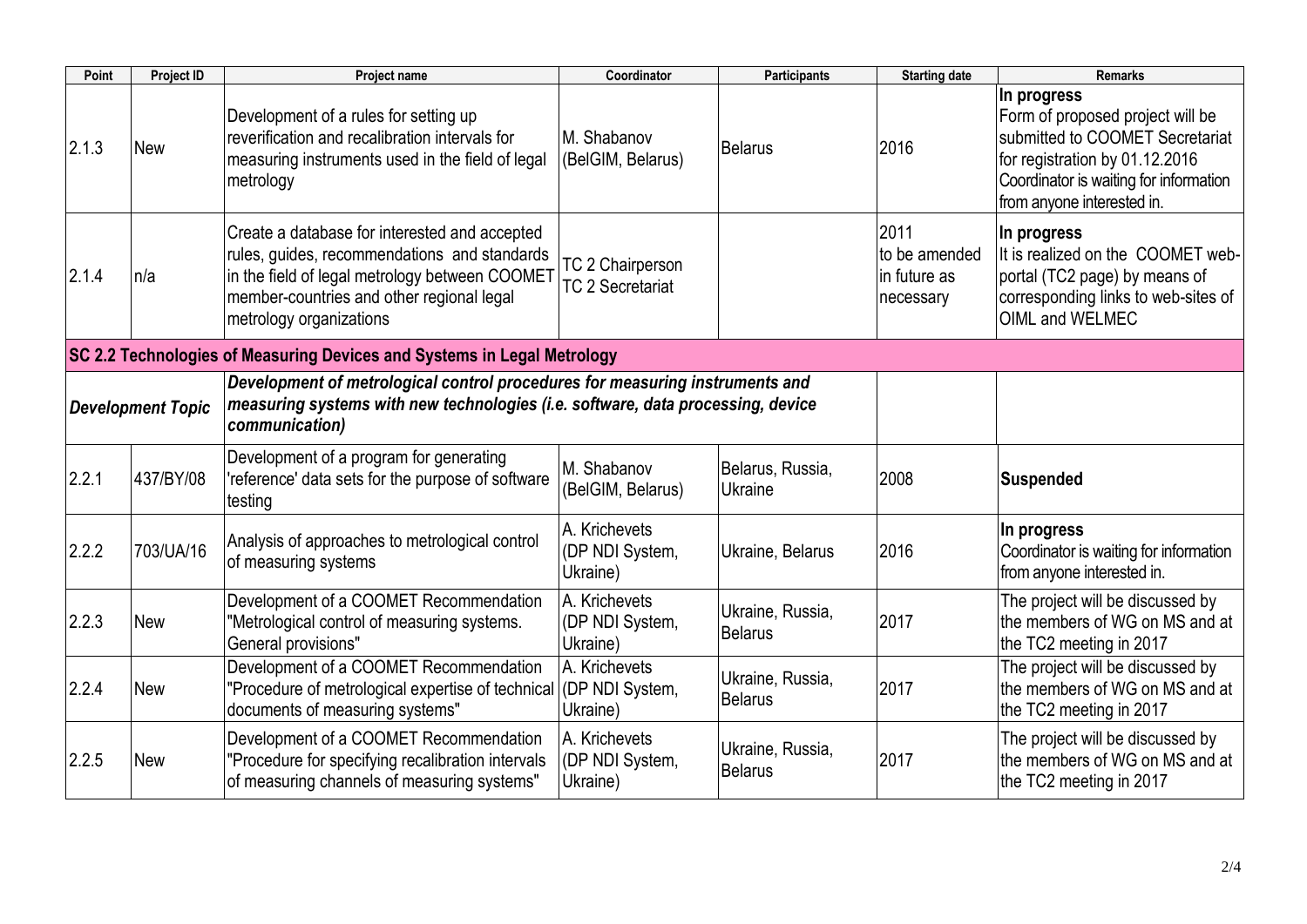| Point | Project ID | Project name | Coordinator | Participants | Starting date | Remarks |
|---|---|---|---|---|---|---|
| 2.1.3 | New | Development of a rules for setting up reverification and recalibration intervals for measuring instruments used in the field of legal metrology | M. Shabanov (BelGIM, Belarus) | Belarus | 2016 | **In progress** Form of proposed project will be submitted to COOMET Secretariat for registration by 01.12.2016 Coordinator is waiting for information from anyone interested in. |
| 2.1.4 | n/a | Create a database for interested and accepted rules, guides, recommendations and standards in the field of legal metrology between COOMET member-countries and other regional legal metrology organizations | TC 2 Chairperson TC 2 Secretariat | | 2011 to be amended in future as necessary | **In progress** It is realized on the COOMET web-portal (TC2 page) by means of corresponding links to web-sites of OIML and WELMEC |
| **SC 2.2 Technologies of Measuring Devices and Systems in Legal Metrology** | | | | | | |
| ***Development Topic*** | | ***Development of metrological control procedures for measuring instruments and measuring systems with new technologies (i.e. software, data processing, device communication)*** | | | | |
| 2.2.1 | 437/BY/08 | Development of a program for generating 'reference' data sets for the purpose of software testing | M. Shabanov (BelGIM, Belarus) | Belarus, Russia, Ukraine | 2008 | **Suspended** |
| 2.2.2 | 703/UA/16 | Analysis of approaches to metrological control of measuring systems | A. Krichevets (DP NDI System, Ukraine) | Ukraine, Belarus | 2016 | **In progress** Coordinator is waiting for information from anyone interested in. |
| 2.2.3 | New | Development of a COOMET Recommendation "Metrological control of measuring systems. General provisions" | A. Krichevets (DP NDI System, Ukraine) | Ukraine, Russia, Belarus | 2017 | The project will be discussed by the members of WG on MS and at the TC2 meeting in 2017 |
| 2.2.4 | New | Development of a COOMET Recommendation "Procedure of metrological expertise of technical documents of measuring systems" | A. Krichevets (DP NDI System, Ukraine) | Ukraine, Russia, Belarus | 2017 | The project will be discussed by the members of WG on MS and at the TC2 meeting in 2017 |
| 2.2.5 | New | Development of a COOMET Recommendation "Procedure for specifying recalibration intervals of measuring channels of measuring systems" | A. Krichevets (DP NDI System, Ukraine) | Ukraine, Russia, Belarus | 2017 | The project will be discussed by the members of WG on MS and at the TC2 meeting in 2017 |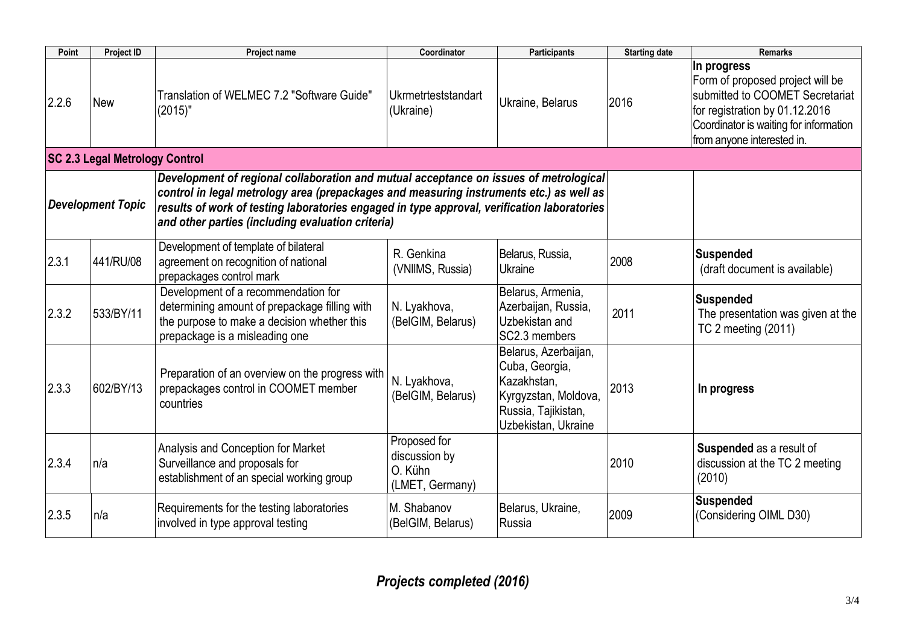| Point | Project ID | Project name | Coordinator | Participants | Starting date | Remarks |
|---|---|---|---|---|---|---|
| 2.2.6 | New | Translation of WELMEC 7.2 "Software Guide" (2015)" | Ukrmetrteststandart (Ukraine) | Ukraine, Belarus | 2016 | **In progress** Form of proposed project will be submitted to COOMET Secretariat for registration by 01.12.2016 Coordinator is waiting for information from anyone interested in. |
| **SC 2.3 Legal Metrology Control** | | | | | | |
| ***Development Topic*** | | ***Development of regional collaboration and mutual acceptance on issues of metrological control in legal metrology area (prepackages and measuring instruments etc.) as well as results of work of testing laboratories engaged in type approval, verification laboratories and other parties (including evaluation criteria)*** | | | | |
| 2.3.1 | 441/RU/08 | Development of template of bilateral agreement on recognition of national prepackages control mark | R. Genkina (VNIIMS, Russia) | Belarus, Russia, Ukraine | 2008 | **Suspended** (draft document is available) |
| 2.3.2 | 533/BY/11 | Development of a recommendation for determining amount of prepackage filling with the purpose to make a decision whether this prepackage is a misleading one | N. Lyakhova, (BelGIM, Belarus) | Belarus, Armenia, Azerbaijan, Russia, Uzbekistan and SC2.3 members | 2011 | **Suspended** The presentation was given at the TC 2 meeting (2011) |
| 2.3.3 | 602/BY/13 | Preparation of an overview on the progress with prepackages control in COOMET member countries | N. Lyakhova, (BelGIM, Belarus) | Belarus, Azerbaijan, Cuba, Georgia, Kazakhstan, Kyrgyzstan, Moldova, Russia, Tajikistan, Uzbekistan, Ukraine | 2013 | **In progress** |
| 2.3.4 | n/a | Analysis and Conception for Market Surveillance and proposals for establishment of an special working group | Proposed for discussion by O. Kühn (LMET, Germany) | | 2010 | **Suspended** as a result of discussion at the TC 2 meeting (2010) |
| 2.3.5 | n/a | Requirements for the testing laboratories involved in type approval testing | M. Shabanov (BelGIM, Belarus) | Belarus, Ukraine, Russia | 2009 | **Suspended** (Considering OIML D30) |

***Projects completed (2016)***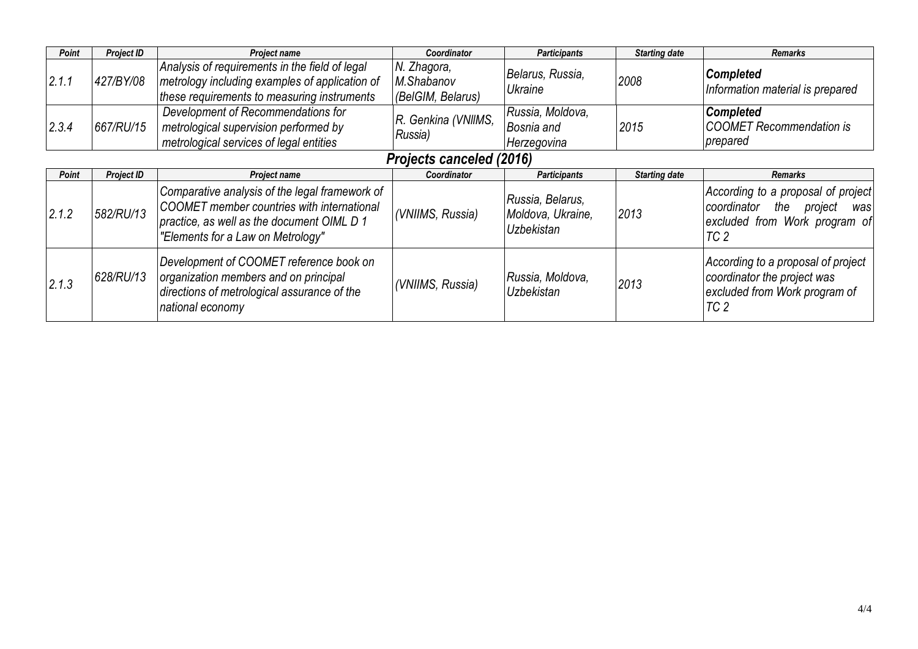| Point | Project ID | Project name | Coordinator | Participants | Starting date | Remarks |
|---|---|---|---|---|---|---|
| 2.1.1 | 427/BY/08 | Analysis of requirements in the field of legal metrology including examples of application of these requirements to measuring instruments | N. Zhagora, M.Shabanov (BelGIM, Belarus) | Belarus, Russia, Ukraine | 2008 | **Completed** Information material is prepared |
| 2.3.4 | 667/RU/15 | Development of Recommendations for metrological supervision performed by metrological services of legal entities | R. Genkina (VNIIMS, Russia) | Russia, Moldova, Bosnia and Herzegovina | 2015 | **Completed** COOMET Recommendation is prepared |

## *Projects canceled (2016)*

| Point | Project ID | Project name | Coordinator | Participants | Starting date | Remarks |
|---|---|---|---|---|---|---|
| 2.1.2 | 582/RU/13 | Comparative analysis of the legal framework of COOMET member countries with international practice, as well as the document OIML D 1 "Elements for a Law on Metrology" | (VNIIMS, Russia) | Russia, Belarus, Moldova, Ukraine, Uzbekistan | 2013 | According to a proposal of project coordinator the project was excluded from Work program of TC 2 |
| 2.1.3 | 628/RU/13 | Development of COOMET reference book on organization members and on principal directions of metrological assurance of the national economy | (VNIIMS, Russia) | Russia, Moldova, Uzbekistan | 2013 | According to a proposal of project coordinator the project was excluded from Work program of TC 2 |